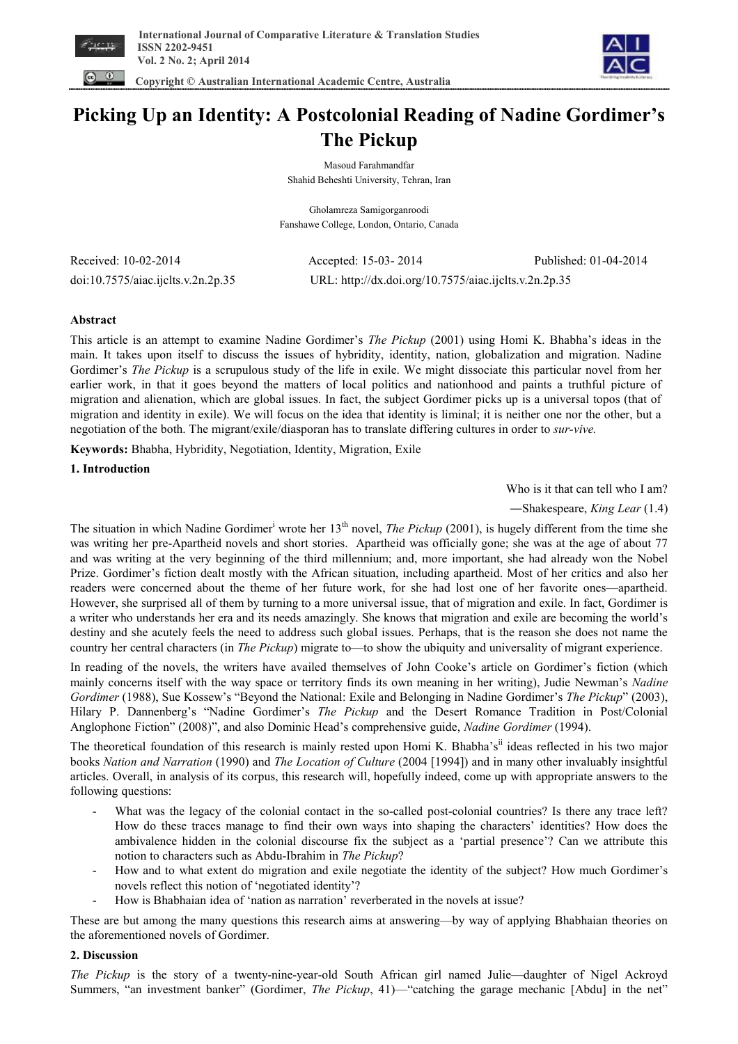International Journal of Comparative Literature & Translation Studies
ISSN 2202-9451
Vol. 2 No. 2; April 2014

Copyright © Australian International Academic Centre, Australia

# Picking Up an Identity: A Postcolonial Reading of Nadine Gordimer's The Pickup

Masoud Farahmandfar
Shahid Beheshti University, Tehran, Iran

Gholamreza Samigorganroodi
Fanshawe College, London, Ontario, Canada

Received: 10-02-2014 Accepted: 15-03- 2014 Published: 01-04-2014

doi:10.7575/aiac.ijclts.v.2n.2p.35 URL: http://dx.doi.org/10.7575/aiac.ijclts.v.2n.2p.35

**Abstract**

This article is an attempt to examine Nadine Gordimer's *The Pickup* (2001) using Homi K. Bhabha's ideas in the main. It takes upon itself to discuss the issues of hybridity, identity, nation, globalization and migration. Nadine Gordimer's *The Pickup* is a scrupulous study of the life in exile. We might dissociate this particular novel from her earlier work, in that it goes beyond the matters of local politics and nationhood and paints a truthful picture of migration and alienation, which are global issues. In fact, the subject Gordimer picks up is a universal topos (that of migration and identity in exile). We will focus on the idea that identity is liminal; it is neither one nor the other, but a negotiation of the both. The migrant/exile/diasporan has to translate differing cultures in order to *sur-vive.*

**Keywords:** Bhabha, Hybridity, Negotiation, Identity, Migration, Exile

## 1. Introduction

Who is it that can tell who I am?

―Shakespeare, *King Lear* (1.4)

The situation in which Nadine Gordimer[i] wrote her 13th novel, *The Pickup* (2001), is hugely different from the time she was writing her pre-Apartheid novels and short stories. Apartheid was officially gone; she was at the age of about 77 and was writing at the very beginning of the third millennium; and, more important, she had already won the Nobel Prize. Gordimer's fiction dealt mostly with the African situation, including apartheid. Most of her critics and also her readers were concerned about the theme of her future work, for she had lost one of her favorite ones—apartheid. However, she surprised all of them by turning to a more universal issue, that of migration and exile. In fact, Gordimer is a writer who understands her era and its needs amazingly. She knows that migration and exile are becoming the world's destiny and she acutely feels the need to address such global issues. Perhaps, that is the reason she does not name the country her central characters (in *The Pickup*) migrate to—to show the ubiquity and universality of migrant experience.

In reading of the novels, the writers have availed themselves of John Cooke's article on Gordimer's fiction (which mainly concerns itself with the way space or territory finds its own meaning in her writing), Judie Newman's *Nadine Gordimer* (1988), Sue Kossew's "Beyond the National: Exile and Belonging in Nadine Gordimer's *The Pickup*" (2003), Hilary P. Dannenberg's "Nadine Gordimer's *The Pickup* and the Desert Romance Tradition in Post/Colonial Anglophone Fiction" (2008)", and also Dominic Head's comprehensive guide, *Nadine Gordimer* (1994).

The theoretical foundation of this research is mainly rested upon Homi K. Bhabha's[ii] ideas reflected in his two major books *Nation and Narration* (1990) and *The Location of Culture* (2004 [1994]) and in many other invaluably insightful articles. Overall, in analysis of its corpus, this research will, hopefully indeed, come up with appropriate answers to the following questions:

- What was the legacy of the colonial contact in the so-called post-colonial countries? Is there any trace left? How do these traces manage to find their own ways into shaping the characters' identities? How does the ambivalence hidden in the colonial discourse fix the subject as a 'partial presence'? Can we attribute this notion to characters such as Abdu-Ibrahim in *The Pickup*?
- How and to what extent do migration and exile negotiate the identity of the subject? How much Gordimer's novels reflect this notion of 'negotiated identity'?
- How is Bhabhaian idea of 'nation as narration' reverberated in the novels at issue?

These are but among the many questions this research aims at answering—by way of applying Bhabhaian theories on the aforementioned novels of Gordimer.

## 2. Discussion

*The Pickup* is the story of a twenty-nine-year-old South African girl named Julie—daughter of Nigel Ackroyd Summers, "an investment banker" (Gordimer, *The Pickup*, 41)—"catching the garage mechanic [Abdu] in the net"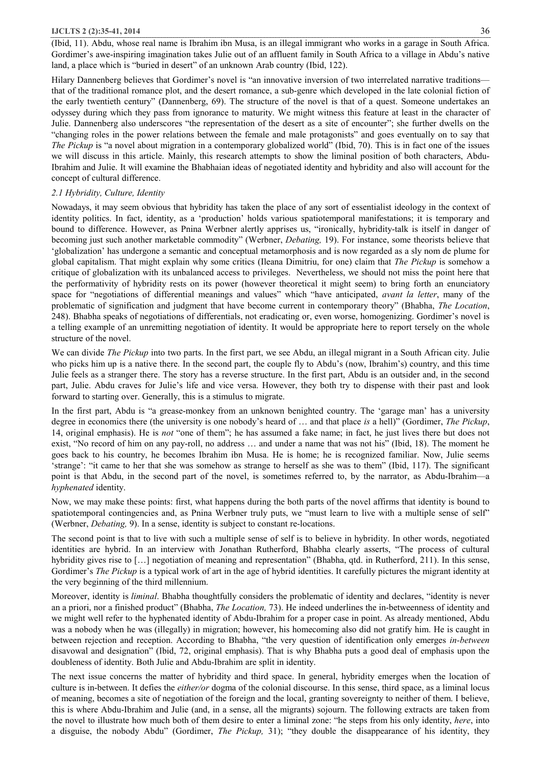(Ibid, 11). Abdu, whose real name is Ibrahim ibn Musa, is an illegal immigrant who works in a garage in South Africa. Gordimer's awe-inspiring imagination takes Julie out of an affluent family in South Africa to a village in Abdu's native land, a place which is "buried in desert" of an unknown Arab country (Ibid, 122).

Hilary Dannenberg believes that Gordimer's novel is "an innovative inversion of two interrelated narrative traditions—that of the traditional romance plot, and the desert romance, a sub-genre which developed in the late colonial fiction of the early twentieth century" (Dannenberg, 69). The structure of the novel is that of a quest. Someone undertakes an odyssey during which they pass from ignorance to maturity. We might witness this feature at least in the character of Julie. Dannenberg also underscores "the representation of the desert as a site of encounter"; she further dwells on the "changing roles in the power relations between the female and male protagonists" and goes eventually on to say that *The Pickup* is "a novel about migration in a contemporary globalized world" (Ibid, 70). This is in fact one of the issues we will discuss in this article. Mainly, this research attempts to show the liminal position of both characters, Abdu-Ibrahim and Julie. It will examine the Bhabhaian ideas of negotiated identity and hybridity and also will account for the concept of cultural difference.

### *2.1 Hybridity, Culture, Identity*

Nowadays, it may seem obvious that hybridity has taken the place of any sort of essentialist ideology in the context of identity politics. In fact, identity, as a 'production' holds various spatiotemporal manifestations; it is temporary and bound to difference. However, as Pnina Werbner alertly apprises us, "ironically, hybridity-talk is itself in danger of becoming just such another marketable commodity" (Werbner, *Debating,* 19). For instance, some theorists believe that 'globalization' has undergone a semantic and conceptual metamorphosis and is now regarded as a sly nom de plume for global capitalism. That might explain why some critics (Ileana Dimitriu, for one) claim that *The Pickup* is somehow a critique of globalization with its unbalanced access to privileges. Nevertheless, we should not miss the point here that the performativity of hybridity rests on its power (however theoretical it might seem) to bring forth an enunciatory space for "negotiations of differential meanings and values" which "have anticipated, *avant la letter*, many of the problematic of signification and judgment that have become current in contemporary theory" (Bhabha, *The Location*, 248). Bhabha speaks of negotiations of differentials, not eradicating or, even worse, homogenizing. Gordimer's novel is a telling example of an unremitting negotiation of identity. It would be appropriate here to report tersely on the whole structure of the novel.

We can divide *The Pickup* into two parts. In the first part, we see Abdu, an illegal migrant in a South African city. Julie who picks him up is a native there. In the second part, the couple fly to Abdu's (now, Ibrahim's) country, and this time Julie feels as a stranger there. The story has a reverse structure. In the first part, Abdu is an outsider and, in the second part, Julie. Abdu craves for Julie's life and vice versa. However, they both try to dispense with their past and look forward to starting over. Generally, this is a stimulus to migrate.

In the first part, Abdu is "a grease-monkey from an unknown benighted country. The 'garage man' has a university degree in economics there (the university is one nobody's heard of … and that place *is* a hell)" (Gordimer, *The Pickup*, 14, original emphasis). He is *not* "one of them"; he has assumed a fake name; in fact, he just lives there but does not exist, "No record of him on any pay-roll, no address … and under a name that was not his" (Ibid, 18). The moment he goes back to his country, he becomes Ibrahim ibn Musa. He is home; he is recognized familiar. Now, Julie seems 'strange': "it came to her that she was somehow as strange to herself as she was to them" (Ibid, 117). The significant point is that Abdu, in the second part of the novel, is sometimes referred to, by the narrator, as Abdu-Ibrahim—a *hyphenated* identity.

Now, we may make these points: first, what happens during the both parts of the novel affirms that identity is bound to spatiotemporal contingencies and, as Pnina Werbner truly puts, we "must learn to live with a multiple sense of self" (Werbner, *Debating,* 9). In a sense, identity is subject to constant re-locations.

The second point is that to live with such a multiple sense of self is to believe in hybridity. In other words, negotiated identities are hybrid. In an interview with Jonathan Rutherford, Bhabha clearly asserts, "The process of cultural hybridity gives rise to […] negotiation of meaning and representation" (Bhabha, qtd. in Rutherford, 211). In this sense, Gordimer's *The Pickup* is a typical work of art in the age of hybrid identities. It carefully pictures the migrant identity at the very beginning of the third millennium.

Moreover, identity is *liminal*. Bhabha thoughtfully considers the problematic of identity and declares, "identity is never an a priori, nor a finished product" (Bhabha, *The Location,* 73). He indeed underlines the in-betweenness of identity and we might well refer to the hyphenated identity of Abdu-Ibrahim for a proper case in point. As already mentioned, Abdu was a nobody when he was (illegally) in migration; however, his homecoming also did not gratify him. He is caught in between rejection and reception. According to Bhabha, "the very question of identification only emerges *in-between* disavowal and designation" (Ibid, 72, original emphasis). That is why Bhabha puts a good deal of emphasis upon the doubleness of identity. Both Julie and Abdu-Ibrahim are split in identity.

The next issue concerns the matter of hybridity and third space. In general, hybridity emerges when the location of culture is in-between. It defies the *either/or* dogma of the colonial discourse. In this sense, third space, as a liminal locus of meaning, becomes a site of negotiation of the foreign and the local, granting sovereignty to neither of them. I believe, this is where Abdu-Ibrahim and Julie (and, in a sense, all the migrants) sojourn. The following extracts are taken from the novel to illustrate how much both of them desire to enter a liminal zone: "he steps from his only identity, *here*, into a disguise, the nobody Abdu" (Gordimer, *The Pickup,* 31); "they double the disappearance of his identity, they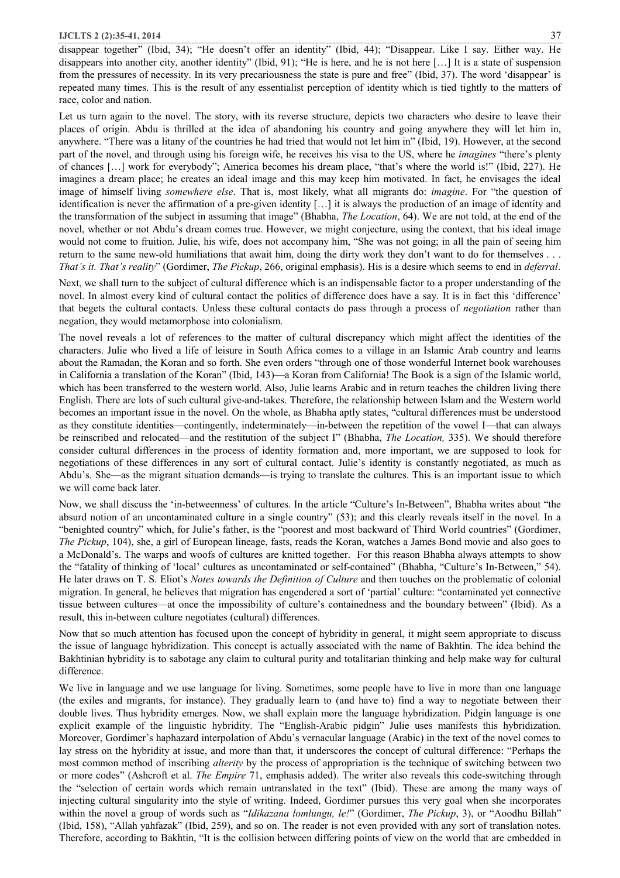disappear together" (Ibid, 34); "He doesn't offer an identity" (Ibid, 44); "Disappear. Like I say. Either way. He disappears into another city, another identity" (Ibid, 91); "He is here, and he is not here […] It is a state of suspension from the pressures of necessity. In its very precariousness the state is pure and free" (Ibid, 37). The word 'disappear' is repeated many times. This is the result of any essentialist perception of identity which is tied tightly to the matters of race, color and nation.

Let us turn again to the novel. The story, with its reverse structure, depicts two characters who desire to leave their places of origin. Abdu is thrilled at the idea of abandoning his country and going anywhere they will let him in, anywhere. "There was a litany of the countries he had tried that would not let him in" (Ibid, 19). However, at the second part of the novel, and through using his foreign wife, he receives his visa to the US, where he *imagines* "there's plenty of chances […] work for everybody"; America becomes his dream place, "that's where the world is!" (Ibid, 227). He imagines a dream place; he creates an ideal image and this may keep him motivated. In fact, he envisages the ideal image of himself living *somewhere else*. That is, most likely, what all migrants do: *imagine*. For "the question of identification is never the affirmation of a pre-given identity […] it is always the production of an image of identity and the transformation of the subject in assuming that image" (Bhabha, *The Location*, 64). We are not told, at the end of the novel, whether or not Abdu's dream comes true. However, we might conjecture, using the context, that his ideal image would not come to fruition. Julie, his wife, does not accompany him, "She was not going; in all the pain of seeing him return to the same new-old humiliations that await him, doing the dirty work they don't want to do for themselves . . . *That's it. That's reality*" (Gordimer, *The Pickup*, 266, original emphasis). His is a desire which seems to end in *deferral*.

Next, we shall turn to the subject of cultural difference which is an indispensable factor to a proper understanding of the novel. In almost every kind of cultural contact the politics of difference does have a say. It is in fact this 'difference' that begets the cultural contacts. Unless these cultural contacts do pass through a process of *negotiation* rather than negation, they would metamorphose into colonialism.

The novel reveals a lot of references to the matter of cultural discrepancy which might affect the identities of the characters. Julie who lived a life of leisure in South Africa comes to a village in an Islamic Arab country and learns about the Ramadan, the Koran and so forth. She even orders "through one of those wonderful Internet book warehouses in California a translation of the Koran" (Ibid, 143)—a Koran from California! The Book is a sign of the Islamic world, which has been transferred to the western world. Also, Julie learns Arabic and in return teaches the children living there English. There are lots of such cultural give-and-takes. Therefore, the relationship between Islam and the Western world becomes an important issue in the novel. On the whole, as Bhabha aptly states, "cultural differences must be understood as they constitute identities—contingently, indeterminately—in-between the repetition of the vowel I—that can always be reinscribed and relocated—and the restitution of the subject I" (Bhabha, *The Location,* 335). We should therefore consider cultural differences in the process of identity formation and, more important, we are supposed to look for negotiations of these differences in any sort of cultural contact. Julie's identity is constantly negotiated, as much as Abdu's. She—as the migrant situation demands—is trying to translate the cultures. This is an important issue to which we will come back later.

Now, we shall discuss the 'in-betweenness' of cultures. In the article "Culture's In-Between", Bhabha writes about "the absurd notion of an uncontaminated culture in a single country" (53); and this clearly reveals itself in the novel. In a "benighted country" which, for Julie's father, is the "poorest and most backward of Third World countries" (Gordimer, *The Pickup*, 104), she, a girl of European lineage, fasts, reads the Koran, watches a James Bond movie and also goes to a McDonald's. The warps and woofs of cultures are knitted together. For this reason Bhabha always attempts to show the "fatality of thinking of 'local' cultures as uncontaminated or self-contained" (Bhabha, "Culture's In-Between," 54). He later draws on T. S. Eliot's *Notes towards the Definition of Culture* and then touches on the problematic of colonial migration. In general, he believes that migration has engendered a sort of 'partial' culture: "contaminated yet connective tissue between cultures—at once the impossibility of culture's containedness and the boundary between" (Ibid). As a result, this in-between culture negotiates (cultural) differences.

Now that so much attention has focused upon the concept of hybridity in general, it might seem appropriate to discuss the issue of language hybridization. This concept is actually associated with the name of Bakhtin. The idea behind the Bakhtinian hybridity is to sabotage any claim to cultural purity and totalitarian thinking and help make way for cultural difference.

We live in language and we use language for living. Sometimes, some people have to live in more than one language (the exiles and migrants, for instance). They gradually learn to (and have to) find a way to negotiate between their double lives. Thus hybridity emerges. Now, we shall explain more the language hybridization. Pidgin language is one explicit example of the linguistic hybridity. The "English-Arabic pidgin" Julie uses manifests this hybridization. Moreover, Gordimer's haphazard interpolation of Abdu's vernacular language (Arabic) in the text of the novel comes to lay stress on the hybridity at issue, and more than that, it underscores the concept of cultural difference: "Perhaps the most common method of inscribing *alterity* by the process of appropriation is the technique of switching between two or more codes" (Ashcroft et al. *The Empire* 71, emphasis added). The writer also reveals this code-switching through the "selection of certain words which remain untranslated in the text" (Ibid). These are among the many ways of injecting cultural singularity into the style of writing. Indeed, Gordimer pursues this very goal when she incorporates within the novel a group of words such as "*Idikazana lomlungu, le!*" (Gordimer, *The Pickup*, 3), or "Aoodhu Billah" (Ibid, 158), "Allah yahfazak" (Ibid, 259), and so on. The reader is not even provided with any sort of translation notes. Therefore, according to Bakhtin, "It is the collision between differing points of view on the world that are embedded in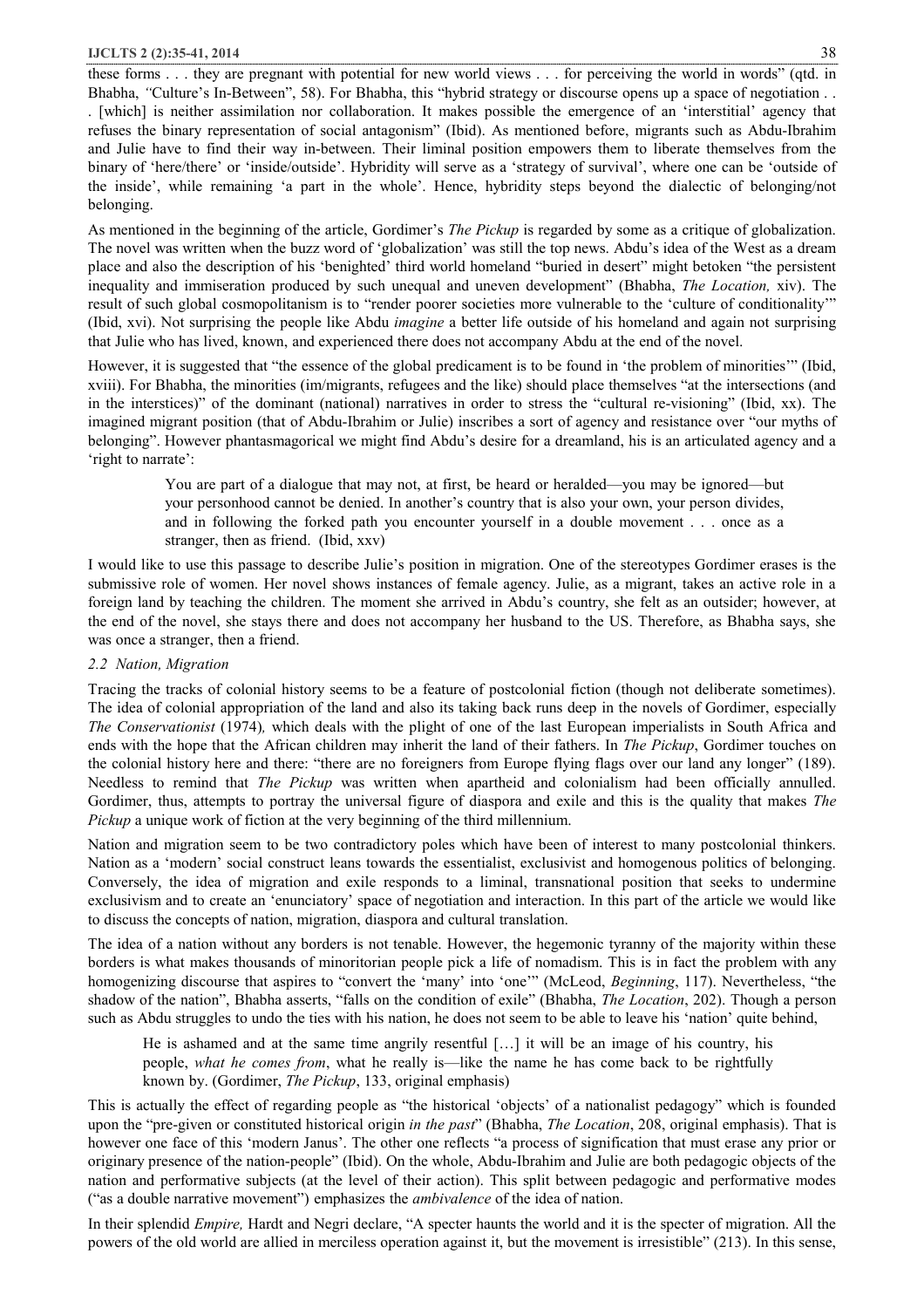these forms . . . they are pregnant with potential for new world views . . . for perceiving the world in words" (qtd. in Bhabha, "Culture's In-Between", 58). For Bhabha, this "hybrid strategy or discourse opens up a space of negotiation . . . [which] is neither assimilation nor collaboration. It makes possible the emergence of an 'interstitial' agency that refuses the binary representation of social antagonism" (Ibid). As mentioned before, migrants such as Abdu-Ibrahim and Julie have to find their way in-between. Their liminal position empowers them to liberate themselves from the binary of 'here/there' or 'inside/outside'. Hybridity will serve as a 'strategy of survival', where one can be 'outside of the inside', while remaining 'a part in the whole'. Hence, hybridity steps beyond the dialectic of belonging/not belonging.

As mentioned in the beginning of the article, Gordimer's *The Pickup* is regarded by some as a critique of globalization. The novel was written when the buzz word of 'globalization' was still the top news. Abdu's idea of the West as a dream place and also the description of his 'benighted' third world homeland "buried in desert" might betoken "the persistent inequality and immiseration produced by such unequal and uneven development" (Bhabha, *The Location,* xiv). The result of such global cosmopolitanism is to "render poorer societies more vulnerable to the 'culture of conditionality'" (Ibid, xvi). Not surprising the people like Abdu *imagine* a better life outside of his homeland and again not surprising that Julie who has lived, known, and experienced there does not accompany Abdu at the end of the novel.

However, it is suggested that "the essence of the global predicament is to be found in 'the problem of minorities'" (Ibid, xviii). For Bhabha, the minorities (im/migrants, refugees and the like) should place themselves "at the intersections (and in the interstices)" of the dominant (national) narratives in order to stress the "cultural re-visioning" (Ibid, xx). The imagined migrant position (that of Abdu-Ibrahim or Julie) inscribes a sort of agency and resistance over "our myths of belonging". However phantasmagorical we might find Abdu's desire for a dreamland, his is an articulated agency and a 'right to narrate':

> You are part of a dialogue that may not, at first, be heard or heralded—you may be ignored—but your personhood cannot be denied. In another's country that is also your own, your person divides, and in following the forked path you encounter yourself in a double movement . . . once as a stranger, then as friend. (Ibid, xxv)

I would like to use this passage to describe Julie's position in migration. One of the stereotypes Gordimer erases is the submissive role of women. Her novel shows instances of female agency. Julie, as a migrant, takes an active role in a foreign land by teaching the children. The moment she arrived in Abdu's country, she felt as an outsider; however, at the end of the novel, she stays there and does not accompany her husband to the US. Therefore, as Bhabha says, she was once a stranger, then a friend.

### *2.2 Nation, Migration*

Tracing the tracks of colonial history seems to be a feature of postcolonial fiction (though not deliberate sometimes). The idea of colonial appropriation of the land and also its taking back runs deep in the novels of Gordimer, especially *The Conservationist* (1974)*,* which deals with the plight of one of the last European imperialists in South Africa and ends with the hope that the African children may inherit the land of their fathers. In *The Pickup*, Gordimer touches on the colonial history here and there: "there are no foreigners from Europe flying flags over our land any longer" (189). Needless to remind that *The Pickup* was written when apartheid and colonialism had been officially annulled. Gordimer, thus, attempts to portray the universal figure of diaspora and exile and this is the quality that makes *The Pickup* a unique work of fiction at the very beginning of the third millennium.

Nation and migration seem to be two contradictory poles which have been of interest to many postcolonial thinkers. Nation as a 'modern' social construct leans towards the essentialist, exclusivist and homogenous politics of belonging. Conversely, the idea of migration and exile responds to a liminal, transnational position that seeks to undermine exclusivism and to create an 'enunciatory' space of negotiation and interaction. In this part of the article we would like to discuss the concepts of nation, migration, diaspora and cultural translation.

The idea of a nation without any borders is not tenable. However, the hegemonic tyranny of the majority within these borders is what makes thousands of minoritorian people pick a life of nomadism. This is in fact the problem with any homogenizing discourse that aspires to "convert the 'many' into 'one'" (McLeod, *Beginning*, 117). Nevertheless, "the shadow of the nation", Bhabha asserts, "falls on the condition of exile" (Bhabha, *The Location*, 202). Though a person such as Abdu struggles to undo the ties with his nation, he does not seem to be able to leave his 'nation' quite behind,

> He is ashamed and at the same time angrily resentful […] it will be an image of his country, his people, *what he comes from*, what he really is—like the name he has come back to be rightfully known by. (Gordimer, *The Pickup*, 133, original emphasis)

This is actually the effect of regarding people as "the historical 'objects' of a nationalist pedagogy" which is founded upon the "pre-given or constituted historical origin *in the past*" (Bhabha, *The Location*, 208, original emphasis). That is however one face of this 'modern Janus'. The other one reflects "a process of signification that must erase any prior or originary presence of the nation-people" (Ibid). On the whole, Abdu-Ibrahim and Julie are both pedagogic objects of the nation and performative subjects (at the level of their action). This split between pedagogic and performative modes ("as a double narrative movement") emphasizes the *ambivalence* of the idea of nation.

In their splendid *Empire,* Hardt and Negri declare, "A specter haunts the world and it is the specter of migration. All the powers of the old world are allied in merciless operation against it, but the movement is irresistible" (213). In this sense,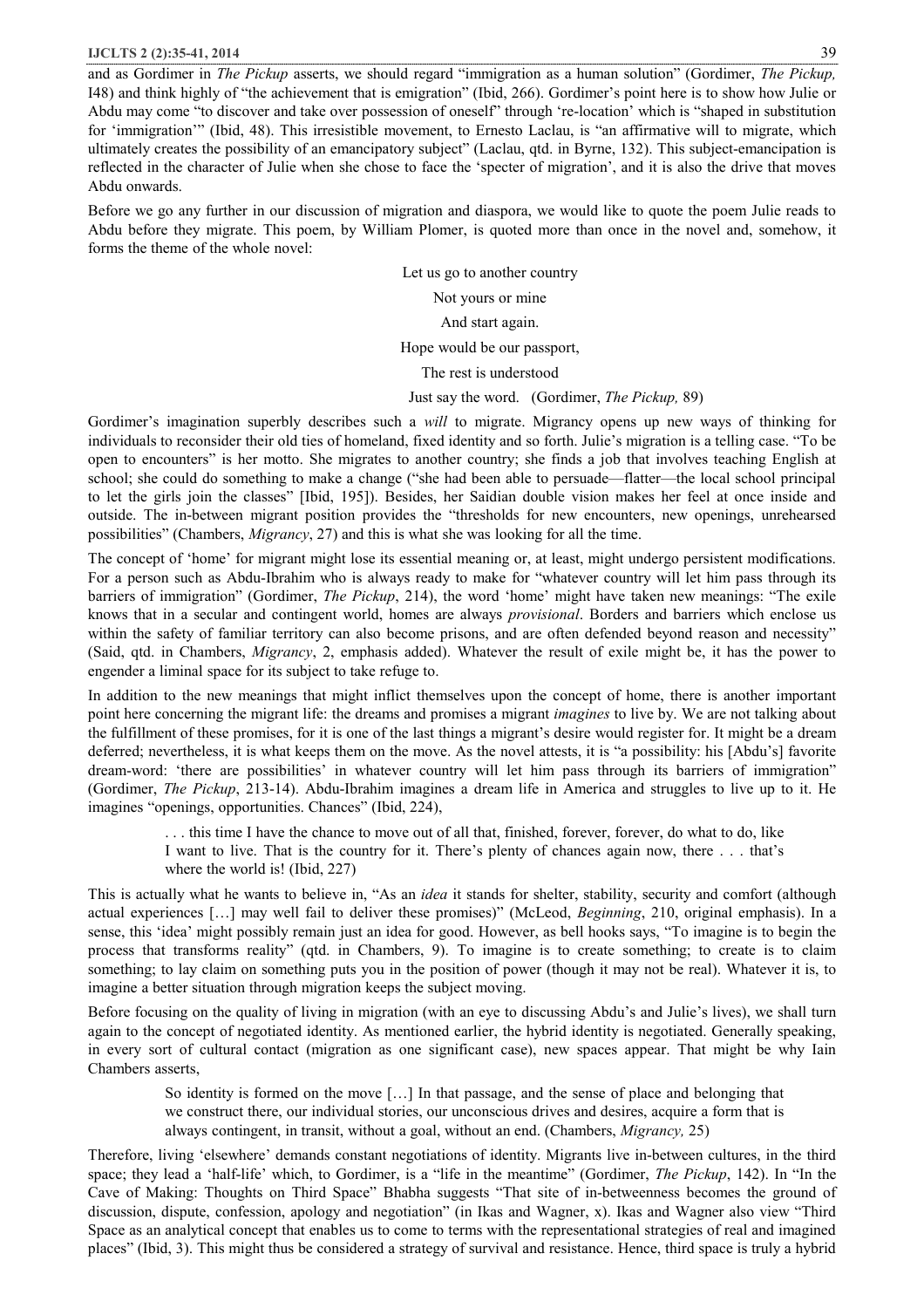and as Gordimer in *The Pickup* asserts, we should regard "immigration as a human solution" (Gordimer, *The Pickup,* I48) and think highly of "the achievement that is emigration" (Ibid, 266). Gordimer's point here is to show how Julie or Abdu may come "to discover and take over possession of oneself" through 're-location' which is "shaped in substitution for 'immigration'" (Ibid, 48). This irresistible movement, to Ernesto Laclau, is "an affirmative will to migrate, which ultimately creates the possibility of an emancipatory subject" (Laclau, qtd. in Byrne, 132). This subject-emancipation is reflected in the character of Julie when she chose to face the 'specter of migration', and it is also the drive that moves Abdu onwards.

Before we go any further in our discussion of migration and diaspora, we would like to quote the poem Julie reads to Abdu before they migrate. This poem, by William Plomer, is quoted more than once in the novel and, somehow, it forms the theme of the whole novel:

> Let us go to another country
>
> Not yours or mine
>
> And start again.
>
> Hope would be our passport,
>
> The rest is understood
>
> Just say the word. (Gordimer, *The Pickup,* 89)

Gordimer's imagination superbly describes such a *will* to migrate. Migrancy opens up new ways of thinking for individuals to reconsider their old ties of homeland, fixed identity and so forth. Julie's migration is a telling case. "To be open to encounters" is her motto. She migrates to another country; she finds a job that involves teaching English at school; she could do something to make a change ("she had been able to persuade—flatter—the local school principal to let the girls join the classes" [Ibid, 195]). Besides, her Saidian double vision makes her feel at once inside and outside. The in-between migrant position provides the "thresholds for new encounters, new openings, unrehearsed possibilities" (Chambers, *Migrancy*, 27) and this is what she was looking for all the time.

The concept of 'home' for migrant might lose its essential meaning or, at least, might undergo persistent modifications. For a person such as Abdu-Ibrahim who is always ready to make for "whatever country will let him pass through its barriers of immigration" (Gordimer, *The Pickup*, 214), the word 'home' might have taken new meanings: "The exile knows that in a secular and contingent world, homes are always *provisional*. Borders and barriers which enclose us within the safety of familiar territory can also become prisons, and are often defended beyond reason and necessity" (Said, qtd. in Chambers, *Migrancy*, 2, emphasis added). Whatever the result of exile might be, it has the power to engender a liminal space for its subject to take refuge to.

In addition to the new meanings that might inflict themselves upon the concept of home, there is another important point here concerning the migrant life: the dreams and promises a migrant *imagines* to live by. We are not talking about the fulfillment of these promises, for it is one of the last things a migrant's desire would register for. It might be a dream deferred; nevertheless, it is what keeps them on the move. As the novel attests, it is "a possibility: his [Abdu's] favorite dream-word: 'there are possibilities' in whatever country will let him pass through its barriers of immigration" (Gordimer, *The Pickup*, 213-14). Abdu-Ibrahim imagines a dream life in America and struggles to live up to it. He imagines "openings, opportunities. Chances" (Ibid, 224),

> . . . this time I have the chance to move out of all that, finished, forever, forever, do what to do, like I want to live. That is the country for it. There's plenty of chances again now, there . . . that's where the world is! (Ibid, 227)

This is actually what he wants to believe in, "As an *idea* it stands for shelter, stability, security and comfort (although actual experiences […] may well fail to deliver these promises)" (McLeod, *Beginning*, 210, original emphasis). In a sense, this 'idea' might possibly remain just an idea for good. However, as bell hooks says, "To imagine is to begin the process that transforms reality" (qtd. in Chambers, 9). To imagine is to create something; to create is to claim something; to lay claim on something puts you in the position of power (though it may not be real). Whatever it is, to imagine a better situation through migration keeps the subject moving.

Before focusing on the quality of living in migration (with an eye to discussing Abdu's and Julie's lives), we shall turn again to the concept of negotiated identity. As mentioned earlier, the hybrid identity is negotiated. Generally speaking, in every sort of cultural contact (migration as one significant case), new spaces appear. That might be why Iain Chambers asserts,

> So identity is formed on the move […] In that passage, and the sense of place and belonging that we construct there, our individual stories, our unconscious drives and desires, acquire a form that is always contingent, in transit, without a goal, without an end. (Chambers, *Migrancy,* 25)

Therefore, living 'elsewhere' demands constant negotiations of identity. Migrants live in-between cultures, in the third space; they lead a 'half-life' which, to Gordimer, is a "life in the meantime" (Gordimer, *The Pickup*, 142). In "In the Cave of Making: Thoughts on Third Space" Bhabha suggests "That site of in-betweenness becomes the ground of discussion, dispute, confession, apology and negotiation" (in Ikas and Wagner, x). Ikas and Wagner also view "Third Space as an analytical concept that enables us to come to terms with the representational strategies of real and imagined places" (Ibid, 3). This might thus be considered a strategy of survival and resistance. Hence, third space is truly a hybrid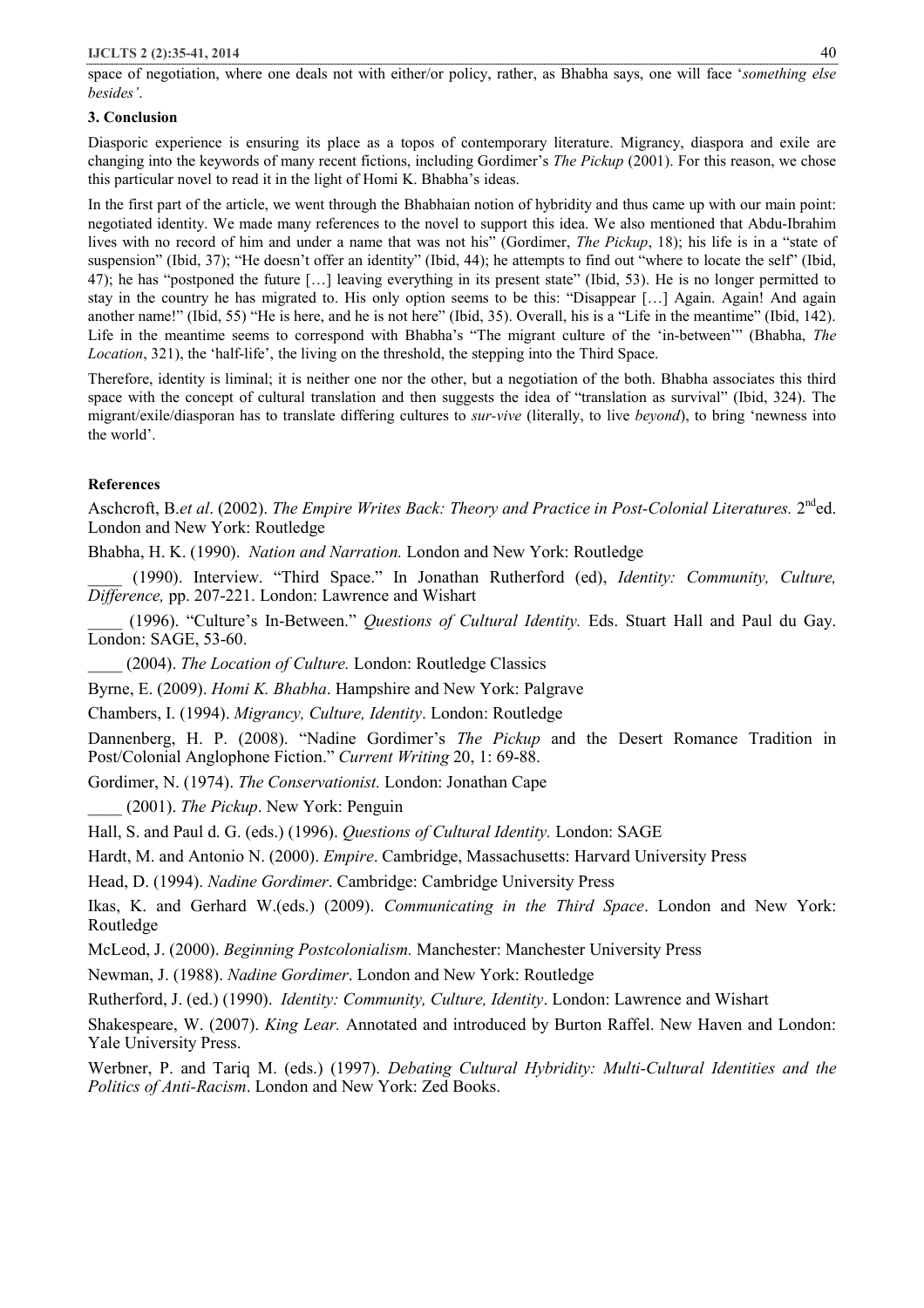space of negotiation, where one deals not with either/or policy, rather, as Bhabha says, one will face '*something else besides'*.

### 3. Conclusion

Diasporic experience is ensuring its place as a topos of contemporary literature. Migrancy, diaspora and exile are changing into the keywords of many recent fictions, including Gordimer's *The Pickup* (2001). For this reason, we chose this particular novel to read it in the light of Homi K. Bhabha's ideas.

In the first part of the article, we went through the Bhabhaian notion of hybridity and thus came up with our main point: negotiated identity. We made many references to the novel to support this idea. We also mentioned that Abdu-Ibrahim lives with no record of him and under a name that was not his" (Gordimer, *The Pickup*, 18); his life is in a "state of suspension" (Ibid, 37); "He doesn't offer an identity" (Ibid, 44); he attempts to find out "where to locate the self" (Ibid, 47); he has "postponed the future […] leaving everything in its present state" (Ibid, 53). He is no longer permitted to stay in the country he has migrated to. His only option seems to be this: "Disappear […] Again. Again! And again another name!" (Ibid, 55) "He is here, and he is not here" (Ibid, 35). Overall, his is a "Life in the meantime" (Ibid, 142). Life in the meantime seems to correspond with Bhabha's "The migrant culture of the 'in-between'" (Bhabha, *The Location*, 321), the 'half-life', the living on the threshold, the stepping into the Third Space.

Therefore, identity is liminal; it is neither one nor the other, but a negotiation of the both. Bhabha associates this third space with the concept of cultural translation and then suggests the idea of "translation as survival" (Ibid, 324). The migrant/exile/diasporan has to translate differing cultures to *sur-vive* (literally, to live *beyond*), to bring 'newness into the world'.

### References

Aschcroft, B.*et al*. (2002). *The Empire Writes Back: Theory and Practice in Post-Colonial Literatures.* 2nd ed. London and New York: Routledge

Bhabha, H. K. (1990). *Nation and Narration.* London and New York: Routledge

____ (1990). Interview. "Third Space." In Jonathan Rutherford (ed), *Identity: Community, Culture, Difference,* pp. 207-221. London: Lawrence and Wishart

____ (1996). "Culture's In-Between." *Questions of Cultural Identity.* Eds. Stuart Hall and Paul du Gay. London: SAGE, 53-60.

____ (2004). *The Location of Culture.* London: Routledge Classics

Byrne, E. (2009). *Homi K. Bhabha*. Hampshire and New York: Palgrave

Chambers, I. (1994). *Migrancy, Culture, Identity*. London: Routledge

Dannenberg, H. P. (2008). "Nadine Gordimer's *The Pickup* and the Desert Romance Tradition in Post/Colonial Anglophone Fiction." *Current Writing* 20, 1: 69-88.

Gordimer, N. (1974). *The Conservationist.* London: Jonathan Cape

____ (2001). *The Pickup*. New York: Penguin

Hall, S. and Paul d. G. (eds.) (1996). *Questions of Cultural Identity.* London: SAGE

Hardt, M. and Antonio N. (2000). *Empire*. Cambridge, Massachusetts: Harvard University Press

Head, D. (1994). *Nadine Gordimer*. Cambridge: Cambridge University Press

Ikas, K. and Gerhard W.(eds.) (2009). *Communicating in the Third Space*. London and New York: Routledge

McLeod, J. (2000). *Beginning Postcolonialism.* Manchester: Manchester University Press

Newman, J. (1988). *Nadine Gordimer*. London and New York: Routledge

Rutherford, J. (ed.) (1990). *Identity: Community, Culture, Identity*. London: Lawrence and Wishart

Shakespeare, W. (2007). *King Lear.* Annotated and introduced by Burton Raffel. New Haven and London: Yale University Press.

Werbner, P. and Tariq M. (eds.) (1997). *Debating Cultural Hybridity: Multi-Cultural Identities and the Politics of Anti-Racism*. London and New York: Zed Books.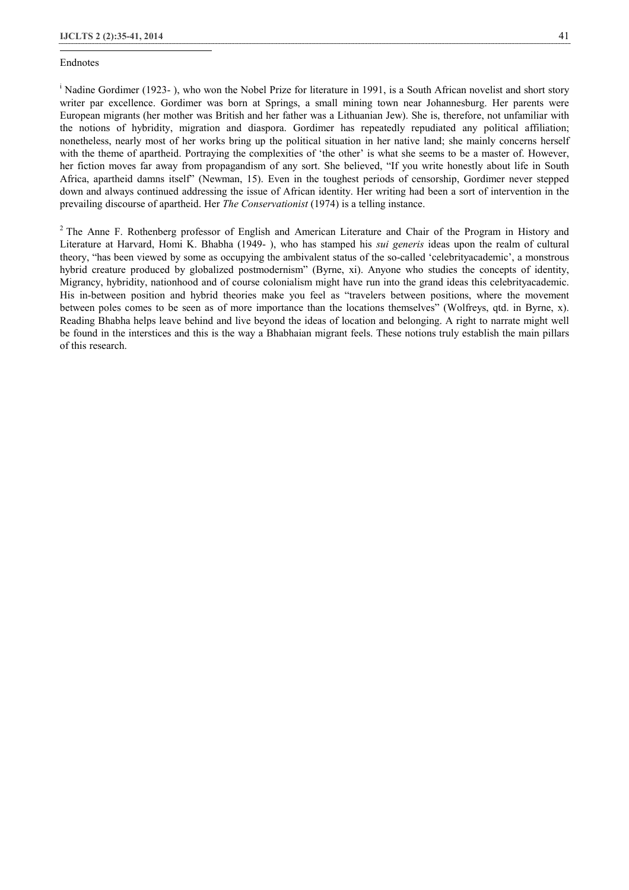Endnotes

[i] Nadine Gordimer (1923- ), who won the Nobel Prize for literature in 1991, is a South African novelist and short story writer par excellence. Gordimer was born at Springs, a small mining town near Johannesburg. Her parents were European migrants (her mother was British and her father was a Lithuanian Jew). She is, therefore, not unfamiliar with the notions of hybridity, migration and diaspora. Gordimer has repeatedly repudiated any political affiliation; nonetheless, nearly most of her works bring up the political situation in her native land; she mainly concerns herself with the theme of apartheid. Portraying the complexities of 'the other' is what she seems to be a master of. However, her fiction moves far away from propagandism of any sort. She believed, "If you write honestly about life in South Africa, apartheid damns itself" (Newman, 15). Even in the toughest periods of censorship, Gordimer never stepped down and always continued addressing the issue of African identity. Her writing had been a sort of intervention in the prevailing discourse of apartheid. Her *The Conservationist* (1974) is a telling instance.

[2] The Anne F. Rothenberg professor of English and American Literature and Chair of the Program in History and Literature at Harvard, Homi K. Bhabha (1949- ), who has stamped his *sui generis* ideas upon the realm of cultural theory, "has been viewed by some as occupying the ambivalent status of the so-called 'celebrityacademic', a monstrous hybrid creature produced by globalized postmodernism" (Byrne, xi). Anyone who studies the concepts of identity, Migrancy, hybridity, nationhood and of course colonialism might have run into the grand ideas this celebrityacademic. His in-between position and hybrid theories make you feel as "travelers between positions, where the movement between poles comes to be seen as of more importance than the locations themselves" (Wolfreys, qtd. in Byrne, x). Reading Bhabha helps leave behind and live beyond the ideas of location and belonging. A right to narrate might well be found in the interstices and this is the way a Bhabhaian migrant feels. These notions truly establish the main pillars of this research.